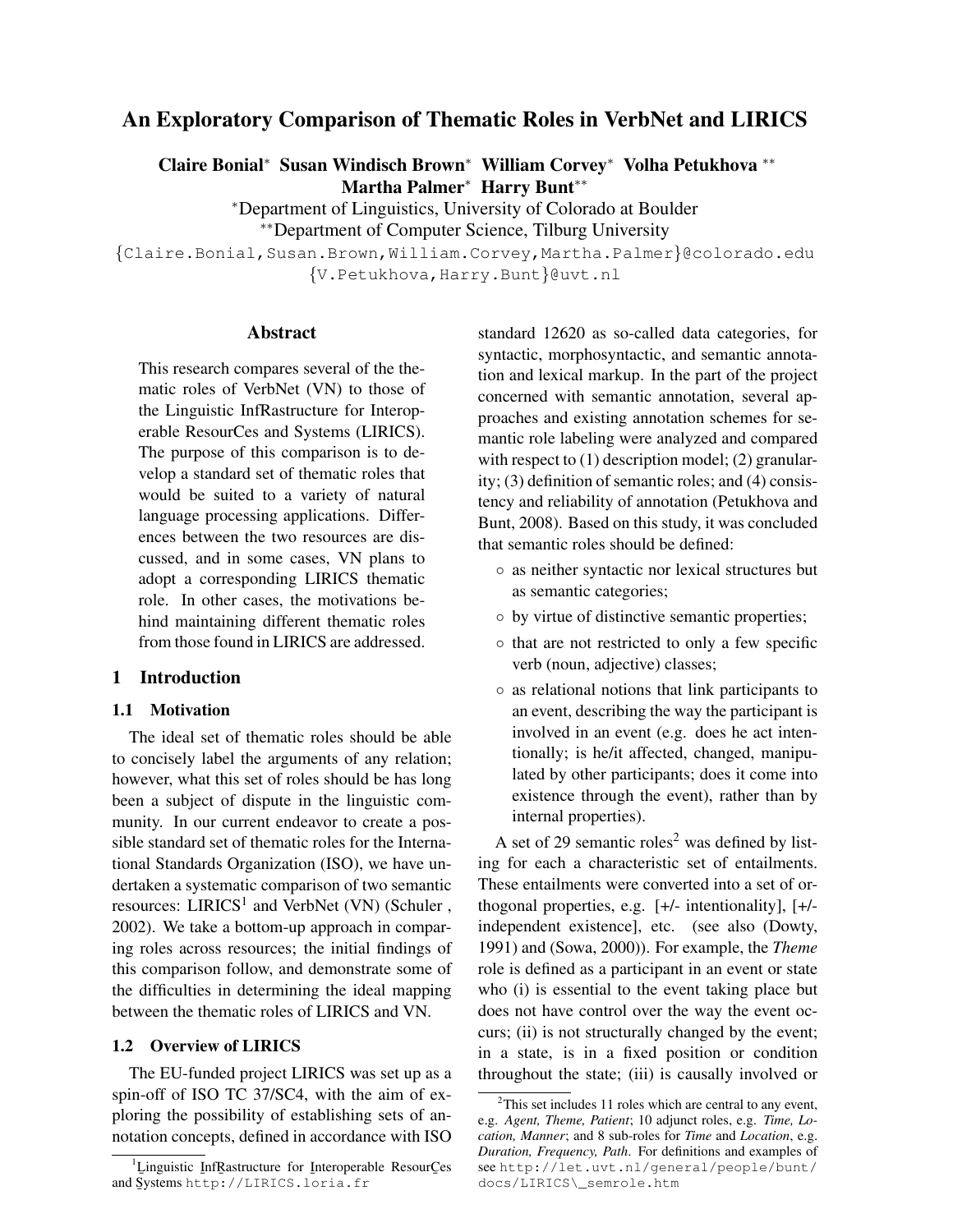# An Exploratory Comparison of Thematic Roles in VerbNet and LIRICS

**Claire Bonial*** **Susan Windisch Brown*** **William Corvey*** **Volha Petukhova**** **Martha Palmer*** **Harry Bunt****

*Department of Linguistics, University of Colorado at Boulder

**Department of Computer Science, Tilburg University

{Claire.Bonial,Susan.Brown,William.Corvey,Martha.Palmer}@colorado.edu

{V.Petukhova,Harry.Bunt}@uvt.nl

## Abstract

This research compares several of the thematic roles of VerbNet (VN) to those of the Linguistic InfRastructure for Interoperable ResourCes and Systems (LIRICS). The purpose of this comparison is to develop a standard set of thematic roles that would be suited to a variety of natural language processing applications. Differences between the two resources are discussed, and in some cases, VN plans to adopt a corresponding LIRICS thematic role. In other cases, the motivations behind maintaining different thematic roles from those found in LIRICS are addressed.

## 1 Introduction

### 1.1 Motivation

The ideal set of thematic roles should be able to concisely label the arguments of any relation; however, what this set of roles should be has long been a subject of dispute in the linguistic community. In our current endeavor to create a possible standard set of thematic roles for the International Standards Organization (ISO), we have undertaken a systematic comparison of two semantic resources: LIRICS[1] and VerbNet (VN) (Schuler , 2002). We take a bottom-up approach in comparing roles across resources; the initial findings of this comparison follow, and demonstrate some of the difficulties in determining the ideal mapping between the thematic roles of LIRICS and VN.

### 1.2 Overview of LIRICS

The EU-funded project LIRICS was set up as a spin-off of ISO TC 37/SC4, with the aim of exploring the possibility of establishing sets of annotation concepts, defined in accordance with ISO standard 12620 as so-called data categories, for syntactic, morphosyntactic, and semantic annotation and lexical markup. In the part of the project concerned with semantic annotation, several approaches and existing annotation schemes for semantic role labeling were analyzed and compared with respect to (1) description model; (2) granularity; (3) definition of semantic roles; and (4) consistency and reliability of annotation (Petukhova and Bunt, 2008). Based on this study, it was concluded that semantic roles should be defined:

- as neither syntactic nor lexical structures but as semantic categories;
- by virtue of distinctive semantic properties;
- that are not restricted to only a few specific verb (noun, adjective) classes;
- as relational notions that link participants to an event, describing the way the participant is involved in an event (e.g. does he act intentionally; is he/it affected, changed, manipulated by other participants; does it come into existence through the event), rather than by internal properties).

A set of 29 semantic roles[2] was defined by listing for each a characteristic set of entailments. These entailments were converted into a set of orthogonal properties, e.g. [+/- intentionality], [+/- independent existence], etc. (see also (Dowty, 1991) and (Sowa, 2000)). For example, the *Theme* role is defined as a participant in an event or state who (i) is essential to the event taking place but does not have control over the way the event occurs; (ii) is not structurally changed by the event; in a state, is in a fixed position or condition throughout the state; (iii) is causally involved or

[1] Linguistic InfRastructure for Interoperable ResourCes and Systems http://LIRICS.loria.fr

[2] This set includes 11 roles which are central to any event, e.g. *Agent, Theme, Patient*; 10 adjunct roles, e.g. *Time, Location, Manner*; and 8 sub-roles for *Time* and *Location*, e.g. *Duration, Frequency, Path*. For definitions and examples of see http://let.uvt.nl/general/people/bunt/docs/LIRICS\_semrole.htm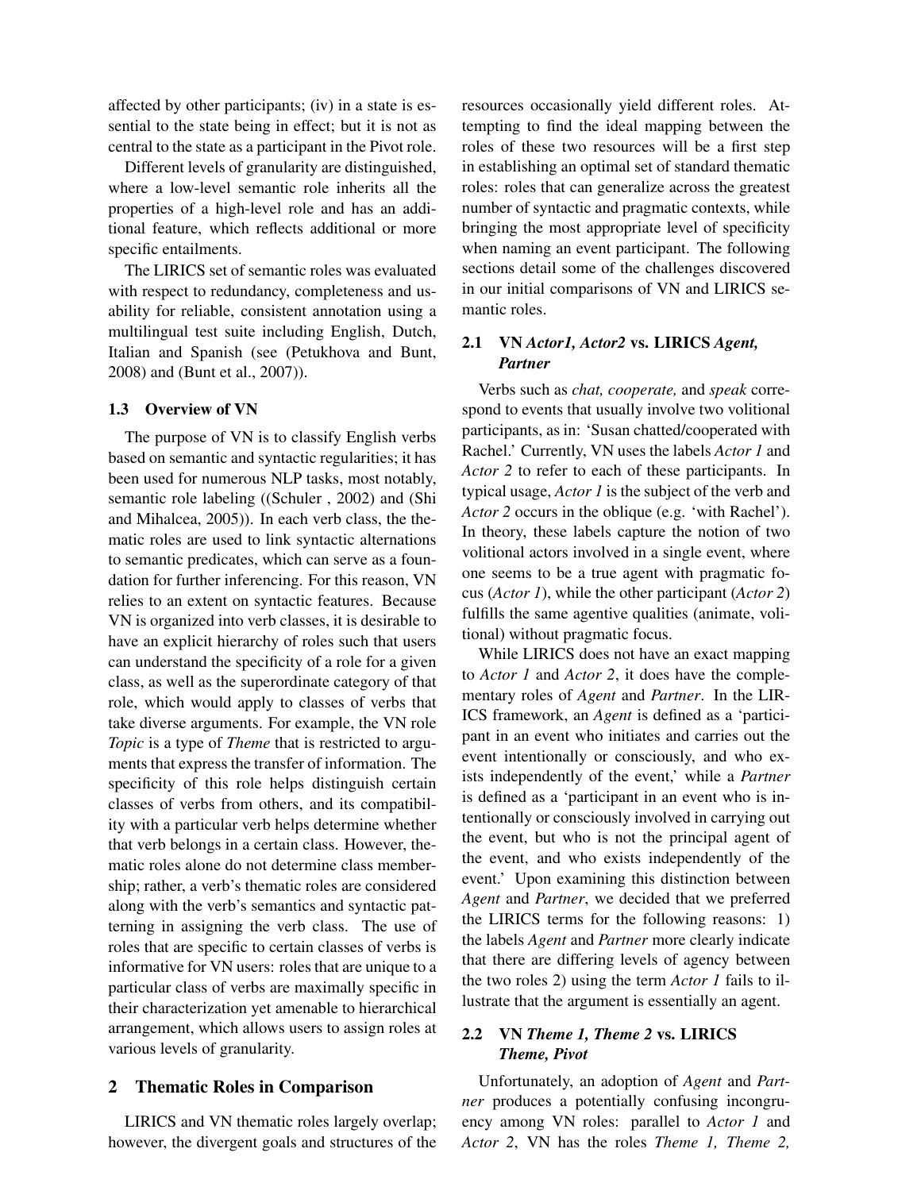affected by other participants; (iv) in a state is essential to the state being in effect; but it is not as central to the state as a participant in the Pivot role.

Different levels of granularity are distinguished, where a low-level semantic role inherits all the properties of a high-level role and has an additional feature, which reflects additional or more specific entailments.

The LIRICS set of semantic roles was evaluated with respect to redundancy, completeness and usability for reliable, consistent annotation using a multilingual test suite including English, Dutch, Italian and Spanish (see (Petukhova and Bunt, 2008) and (Bunt et al., 2007)).

### 1.3 Overview of VN

The purpose of VN is to classify English verbs based on semantic and syntactic regularities; it has been used for numerous NLP tasks, most notably, semantic role labeling ((Schuler , 2002) and (Shi and Mihalcea, 2005)). In each verb class, the thematic roles are used to link syntactic alternations to semantic predicates, which can serve as a foundation for further inferencing. For this reason, VN relies to an extent on syntactic features. Because VN is organized into verb classes, it is desirable to have an explicit hierarchy of roles such that users can understand the specificity of a role for a given class, as well as the superordinate category of that role, which would apply to classes of verbs that take diverse arguments. For example, the VN role *Topic* is a type of *Theme* that is restricted to arguments that express the transfer of information. The specificity of this role helps distinguish certain classes of verbs from others, and its compatibility with a particular verb helps determine whether that verb belongs in a certain class. However, thematic roles alone do not determine class membership; rather, a verb's thematic roles are considered along with the verb's semantics and syntactic patterning in assigning the verb class. The use of roles that are specific to certain classes of verbs is informative for VN users: roles that are unique to a particular class of verbs are maximally specific in their characterization yet amenable to hierarchical arrangement, which allows users to assign roles at various levels of granularity.

## 2 Thematic Roles in Comparison

LIRICS and VN thematic roles largely overlap; however, the divergent goals and structures of the resources occasionally yield different roles. Attempting to find the ideal mapping between the roles of these two resources will be a first step in establishing an optimal set of standard thematic roles: roles that can generalize across the greatest number of syntactic and pragmatic contexts, while bringing the most appropriate level of specificity when naming an event participant. The following sections detail some of the challenges discovered in our initial comparisons of VN and LIRICS semantic roles.

### 2.1 VN *Actor1, Actor2* vs. LIRICS *Agent, Partner*

Verbs such as *chat, cooperate,* and *speak* correspond to events that usually involve two volitional participants, as in: 'Susan chatted/cooperated with Rachel.' Currently, VN uses the labels *Actor 1* and *Actor 2* to refer to each of these participants. In typical usage, *Actor 1* is the subject of the verb and *Actor 2* occurs in the oblique (e.g. 'with Rachel'). In theory, these labels capture the notion of two volitional actors involved in a single event, where one seems to be a true agent with pragmatic focus (*Actor 1*), while the other participant (*Actor 2*) fulfills the same agentive qualities (animate, volitional) without pragmatic focus.

While LIRICS does not have an exact mapping to *Actor 1* and *Actor 2*, it does have the complementary roles of *Agent* and *Partner*. In the LIRICS framework, an *Agent* is defined as a 'participant in an event who initiates and carries out the event intentionally or consciously, and who exists independently of the event,' while a *Partner* is defined as a 'participant in an event who is intentionally or consciously involved in carrying out the event, but who is not the principal agent of the event, and who exists independently of the event.' Upon examining this distinction between *Agent* and *Partner*, we decided that we preferred the LIRICS terms for the following reasons: 1) the labels *Agent* and *Partner* more clearly indicate that there are differing levels of agency between the two roles 2) using the term *Actor 1* fails to illustrate that the argument is essentially an agent.

### 2.2 VN *Theme 1, Theme 2* vs. LIRICS *Theme, Pivot*

Unfortunately, an adoption of *Agent* and *Partner* produces a potentially confusing incongruency among VN roles: parallel to *Actor 1* and *Actor 2*, VN has the roles *Theme 1, Theme 2,*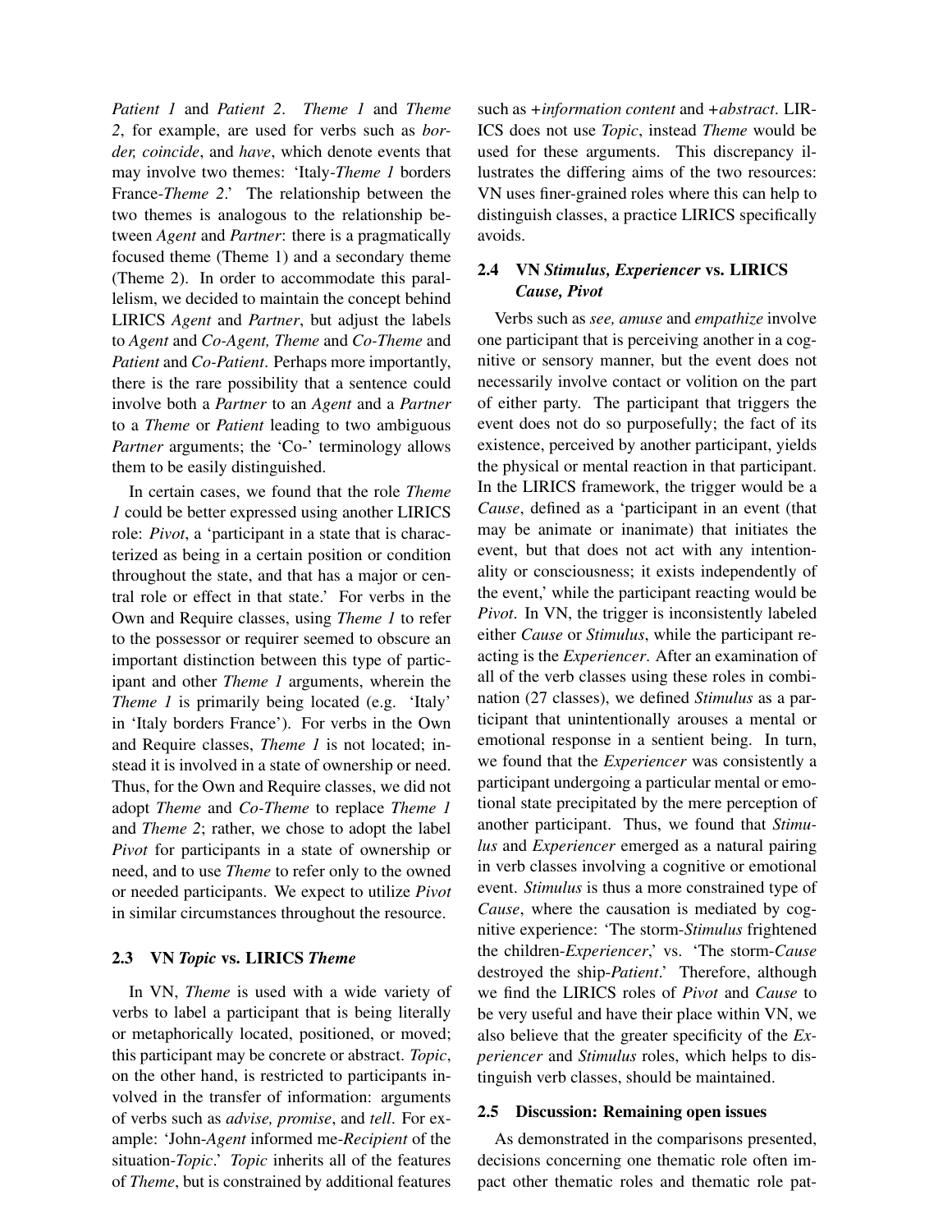*Patient 1* and *Patient 2*. *Theme 1* and *Theme 2*, for example, are used for verbs such as *border, coincide*, and *have*, which denote events that may involve two themes: 'Italy-*Theme 1* borders France-*Theme 2*.' The relationship between the two themes is analogous to the relationship between *Agent* and *Partner*: there is a pragmatically focused theme (Theme 1) and a secondary theme (Theme 2). In order to accommodate this parallelism, we decided to maintain the concept behind LIRICS *Agent* and *Partner*, but adjust the labels to *Agent* and *Co-Agent, Theme* and *Co-Theme* and *Patient* and *Co-Patient*. Perhaps more importantly, there is the rare possibility that a sentence could involve both a *Partner* to an *Agent* and a *Partner* to a *Theme* or *Patient* leading to two ambiguous *Partner* arguments; the 'Co-' terminology allows them to be easily distinguished.

In certain cases, we found that the role *Theme 1* could be better expressed using another LIRICS role: *Pivot*, a 'participant in a state that is characterized as being in a certain position or condition throughout the state, and that has a major or central role or effect in that state.' For verbs in the Own and Require classes, using *Theme 1* to refer to the possessor or requirer seemed to obscure an important distinction between this type of participant and other *Theme 1* arguments, wherein the *Theme 1* is primarily being located (e.g. 'Italy' in 'Italy borders France'). For verbs in the Own and Require classes, *Theme 1* is not located; instead it is involved in a state of ownership or need. Thus, for the Own and Require classes, we did not adopt *Theme* and *Co-Theme* to replace *Theme 1* and *Theme 2*; rather, we chose to adopt the label *Pivot* for participants in a state of ownership or need, and to use *Theme* to refer only to the owned or needed participants. We expect to utilize *Pivot* in similar circumstances throughout the resource.

### 2.3 VN *Topic* vs. LIRICS *Theme*

In VN, *Theme* is used with a wide variety of verbs to label a participant that is being literally or metaphorically located, positioned, or moved; this participant may be concrete or abstract. *Topic*, on the other hand, is restricted to participants involved in the transfer of information: arguments of verbs such as *advise, promise*, and *tell*. For example: 'John-*Agent* informed me-*Recipient* of the situation-*Topic*.' *Topic* inherits all of the features of *Theme*, but is constrained by additional features such as +*information content* and +*abstract*. LIRICS does not use *Topic*, instead *Theme* would be used for these arguments. This discrepancy illustrates the differing aims of the two resources: VN uses finer-grained roles where this can help to distinguish classes, a practice LIRICS specifically avoids.

### 2.4 VN *Stimulus, Experiencer* vs. LIRICS *Cause, Pivot*

Verbs such as *see, amuse* and *empathize* involve one participant that is perceiving another in a cognitive or sensory manner, but the event does not necessarily involve contact or volition on the part of either party. The participant that triggers the event does not do so purposefully; the fact of its existence, perceived by another participant, yields the physical or mental reaction in that participant. In the LIRICS framework, the trigger would be a *Cause*, defined as a 'participant in an event (that may be animate or inanimate) that initiates the event, but that does not act with any intentionality or consciousness; it exists independently of the event,' while the participant reacting would be *Pivot*. In VN, the trigger is inconsistently labeled either *Cause* or *Stimulus*, while the participant reacting is the *Experiencer*. After an examination of all of the verb classes using these roles in combination (27 classes), we defined *Stimulus* as a participant that unintentionally arouses a mental or emotional response in a sentient being. In turn, we found that the *Experiencer* was consistently a participant undergoing a particular mental or emotional state precipitated by the mere perception of another participant. Thus, we found that *Stimulus* and *Experiencer* emerged as a natural pairing in verb classes involving a cognitive or emotional event. *Stimulus* is thus a more constrained type of *Cause*, where the causation is mediated by cognitive experience: 'The storm-*Stimulus* frightened the children-*Experiencer*,' vs. 'The storm-*Cause* destroyed the ship-*Patient*.' Therefore, although we find the LIRICS roles of *Pivot* and *Cause* to be very useful and have their place within VN, we also believe that the greater specificity of the *Experiencer* and *Stimulus* roles, which helps to distinguish verb classes, should be maintained.

### 2.5 Discussion: Remaining open issues

As demonstrated in the comparisons presented, decisions concerning one thematic role often impact other thematic roles and thematic role pat-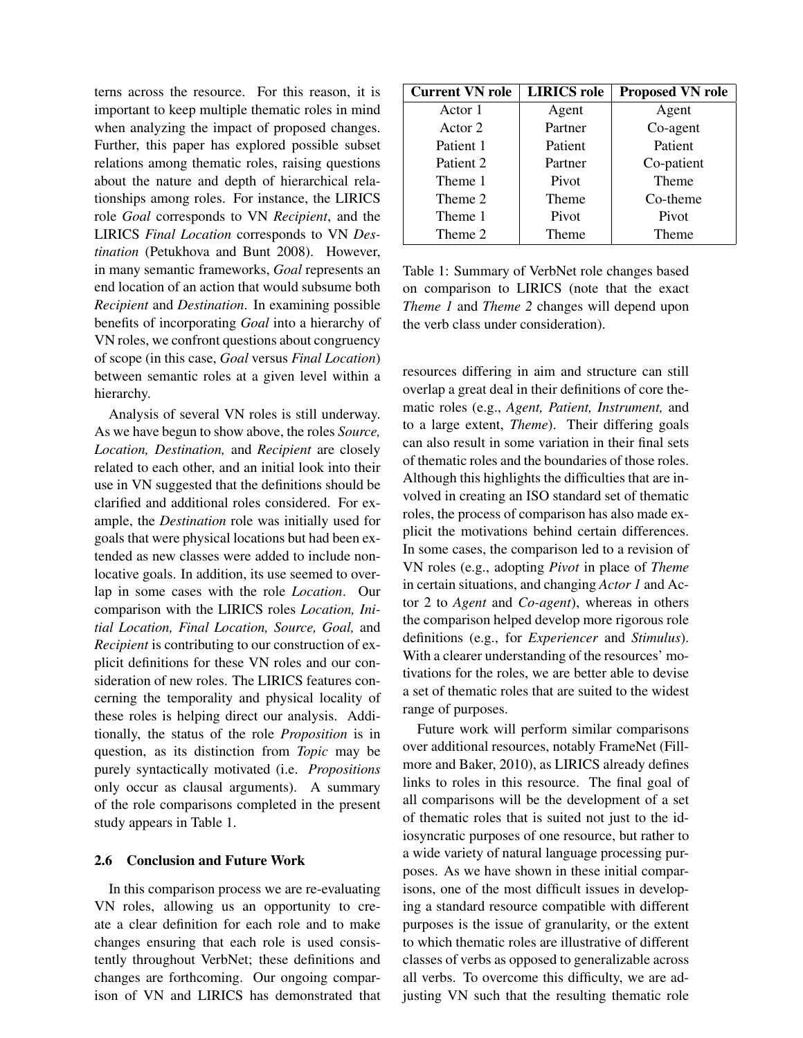terns across the resource. For this reason, it is important to keep multiple thematic roles in mind when analyzing the impact of proposed changes. Further, this paper has explored possible subset relations among thematic roles, raising questions about the nature and depth of hierarchical relationships among roles. For instance, the LIRICS role *Goal* corresponds to VN *Recipient*, and the LIRICS *Final Location* corresponds to VN *Destination* (Petukhova and Bunt 2008). However, in many semantic frameworks, *Goal* represents an end location of an action that would subsume both *Recipient* and *Destination*. In examining possible benefits of incorporating *Goal* into a hierarchy of VN roles, we confront questions about congruency of scope (in this case, *Goal* versus *Final Location*) between semantic roles at a given level within a hierarchy.

Analysis of several VN roles is still underway. As we have begun to show above, the roles *Source, Location, Destination,* and *Recipient* are closely related to each other, and an initial look into their use in VN suggested that the definitions should be clarified and additional roles considered. For example, the *Destination* role was initially used for goals that were physical locations but had been extended as new classes were added to include non-locative goals. In addition, its use seemed to overlap in some cases with the role *Location*. Our comparison with the LIRICS roles *Location, Initial Location, Final Location, Source, Goal,* and *Recipient* is contributing to our construction of explicit definitions for these VN roles and our consideration of new roles. The LIRICS features concerning the temporality and physical locality of these roles is helping direct our analysis. Additionally, the status of the role *Proposition* is in question, as its distinction from *Topic* may be purely syntactically motivated (i.e. *Propositions* only occur as clausal arguments). A summary of the role comparisons completed in the present study appears in Table 1.

| Current VN role | LIRICS role | Proposed VN role |
|---|---|---|
| Actor 1 | Agent | Agent |
| Actor 2 | Partner | Co-agent |
| Patient 1 | Patient | Patient |
| Patient 2 | Partner | Co-patient |
| Theme 1 | Pivot | Theme |
| Theme 2 | Theme | Co-theme |
| Theme 1 | Pivot | Pivot |
| Theme 2 | Theme | Theme |

Table 1: Summary of VerbNet role changes based on comparison to LIRICS (note that the exact *Theme 1* and *Theme 2* changes will depend upon the verb class under consideration).

### 2.6 Conclusion and Future Work

In this comparison process we are re-evaluating VN roles, allowing us an opportunity to create a clear definition for each role and to make changes ensuring that each role is used consistently throughout VerbNet; these definitions and changes are forthcoming. Our ongoing comparison of VN and LIRICS has demonstrated that resources differing in aim and structure can still overlap a great deal in their definitions of core thematic roles (e.g., *Agent, Patient, Instrument,* and to a large extent, *Theme*). Their differing goals can also result in some variation in their final sets of thematic roles and the boundaries of those roles. Although this highlights the difficulties that are involved in creating an ISO standard set of thematic roles, the process of comparison has also made explicit the motivations behind certain differences. In some cases, the comparison led to a revision of VN roles (e.g., adopting *Pivot* in place of *Theme* in certain situations, and changing *Actor 1* and Actor 2 to *Agent* and *Co-agent*), whereas in others the comparison helped develop more rigorous role definitions (e.g., for *Experiencer* and *Stimulus*). With a clearer understanding of the resources' motivations for the roles, we are better able to devise a set of thematic roles that are suited to the widest range of purposes.

Future work will perform similar comparisons over additional resources, notably FrameNet (Fillmore and Baker, 2010), as LIRICS already defines links to roles in this resource. The final goal of all comparisons will be the development of a set of thematic roles that is suited not just to the idiosyncratic purposes of one resource, but rather to a wide variety of natural language processing purposes. As we have shown in these initial comparisons, one of the most difficult issues in developing a standard resource compatible with different purposes is the issue of granularity, or the extent to which thematic roles are illustrative of different classes of verbs as opposed to generalizable across all verbs. To overcome this difficulty, we are adjusting VN such that the resulting thematic role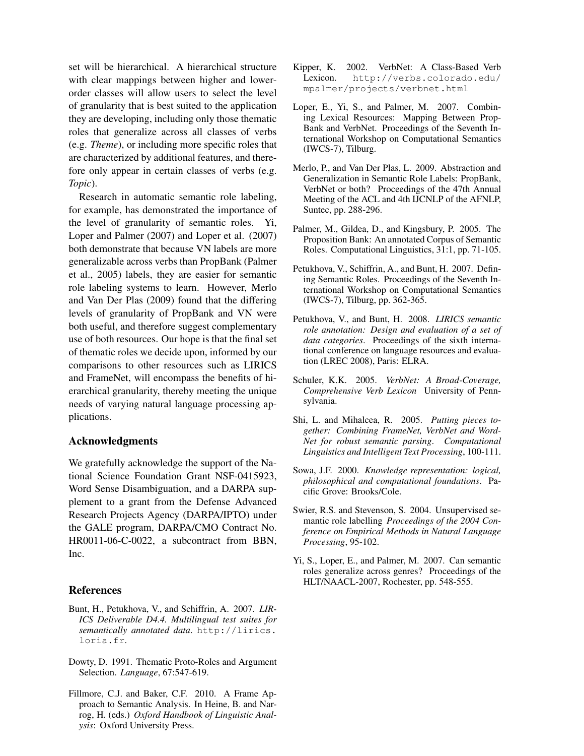set will be hierarchical. A hierarchical structure with clear mappings between higher and lower-order classes will allow users to select the level of granularity that is best suited to the application they are developing, including only those thematic roles that generalize across all classes of verbs (e.g. *Theme*), or including more specific roles that are characterized by additional features, and therefore only appear in certain classes of verbs (e.g. *Topic*).

Research in automatic semantic role labeling, for example, has demonstrated the importance of the level of granularity of semantic roles. Yi, Loper and Palmer (2007) and Loper et al. (2007) both demonstrate that because VN labels are more generalizable across verbs than PropBank (Palmer et al., 2005) labels, they are easier for semantic role labeling systems to learn. However, Merlo and Van Der Plas (2009) found that the differing levels of granularity of PropBank and VN were both useful, and therefore suggest complementary use of both resources. Our hope is that the final set of thematic roles we decide upon, informed by our comparisons to other resources such as LIRICS and FrameNet, will encompass the benefits of hierarchical granularity, thereby meeting the unique needs of varying natural language processing applications.

## Acknowledgments

We gratefully acknowledge the support of the National Science Foundation Grant NSF-0415923, Word Sense Disambiguation, and a DARPA supplement to a grant from the Defense Advanced Research Projects Agency (DARPA/IPTO) under the GALE program, DARPA/CMO Contract No. HR0011-06-C-0022, a subcontract from BBN, Inc.

## References

Bunt, H., Petukhova, V., and Schiffrin, A. 2007. *LIRICS Deliverable D4.4. Multilingual test suites for semantically annotated data*. http://lirics.loria.fr.

Dowty, D. 1991. Thematic Proto-Roles and Argument Selection. *Language*, 67:547-619.

Fillmore, C.J. and Baker, C.F. 2010. A Frame Approach to Semantic Analysis. In Heine, B. and Narrog, H. (eds.) *Oxford Handbook of Linguistic Analysis*: Oxford University Press.

Kipper, K. 2002. VerbNet: A Class-Based Verb Lexicon. http://verbs.colorado.edu/mpalmer/projects/verbnet.html

Loper, E., Yi, S., and Palmer, M. 2007. Combining Lexical Resources: Mapping Between PropBank and VerbNet. Proceedings of the Seventh International Workshop on Computational Semantics (IWCS-7), Tilburg.

Merlo, P., and Van Der Plas, L. 2009. Abstraction and Generalization in Semantic Role Labels: PropBank, VerbNet or both? Proceedings of the 47th Annual Meeting of the ACL and 4th IJCNLP of the AFNLP, Suntec, pp. 288-296.

Palmer, M., Gildea, D., and Kingsbury, P. 2005. The Proposition Bank: An annotated Corpus of Semantic Roles. Computational Linguistics, 31:1, pp. 71-105.

Petukhova, V., Schiffrin, A., and Bunt, H. 2007. Defining Semantic Roles. Proceedings of the Seventh International Workshop on Computational Semantics (IWCS-7), Tilburg, pp. 362-365.

Petukhova, V., and Bunt, H. 2008. *LIRICS semantic role annotation: Design and evaluation of a set of data categories*. Proceedings of the sixth international conference on language resources and evaluation (LREC 2008), Paris: ELRA.

Schuler, K.K. 2005. *VerbNet: A Broad-Coverage, Comprehensive Verb Lexicon* University of Pennsylvania.

Shi, L. and Mihalcea, R. 2005. *Putting pieces together: Combining FrameNet, VerbNet and WordNet for robust semantic parsing*. *Computational Linguistics and Intelligent Text Processing*, 100-111.

Sowa, J.F. 2000. *Knowledge representation: logical, philosophical and computational foundations*. Pacific Grove: Brooks/Cole.

Swier, R.S. and Stevenson, S. 2004. Unsupervised semantic role labelling *Proceedings of the 2004 Conference on Empirical Methods in Natural Language Processing*, 95-102.

Yi, S., Loper, E., and Palmer, M. 2007. Can semantic roles generalize across genres? Proceedings of the HLT/NAACL-2007, Rochester, pp. 548-555.